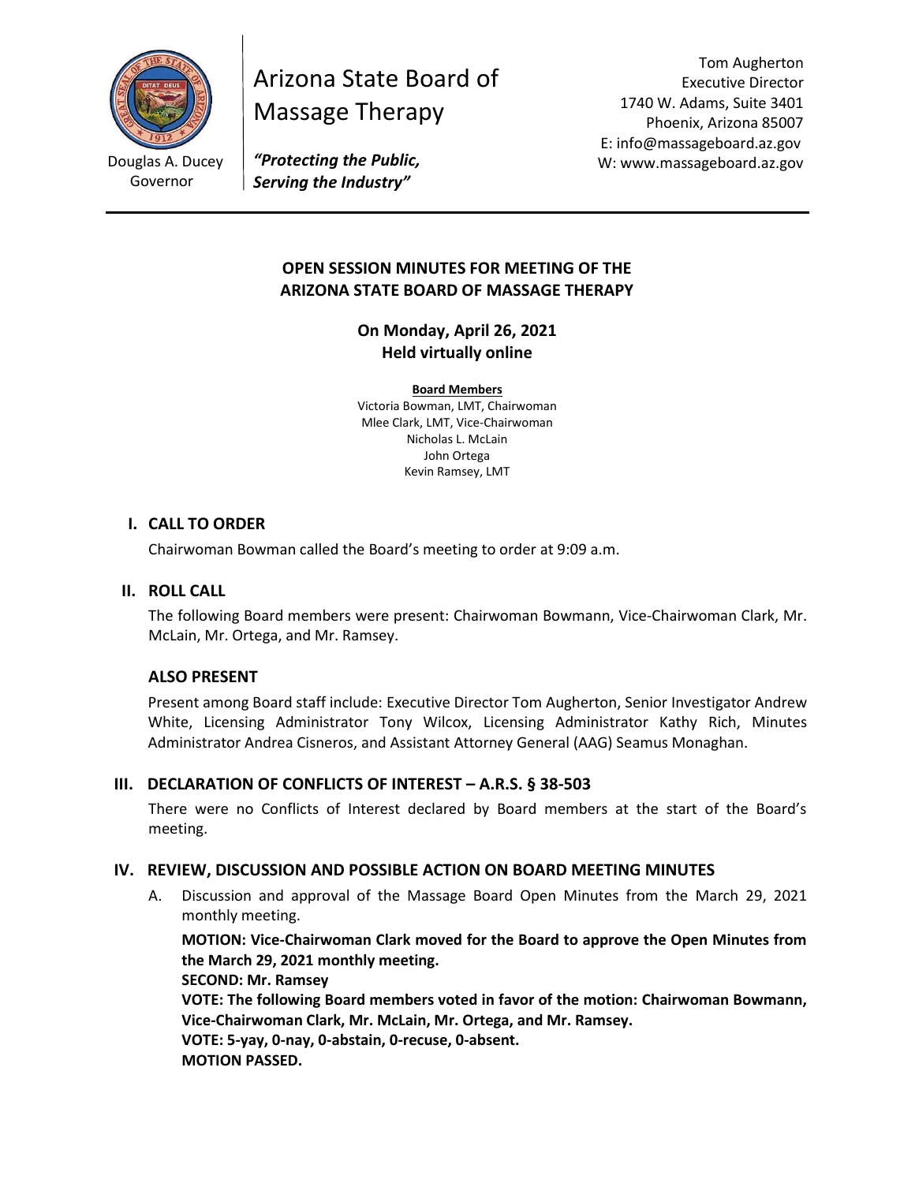Douglas A. Ducey
Governor

# Arizona State Board of Massage Therapy

***"Protecting the Public, Serving the Industry"***

Tom Augherton
Executive Director
1740 W. Adams, Suite 3401
Phoenix, Arizona 85007
E: info@massageboard.az.gov
W: www.massageboard.az.gov

---

**OPEN SESSION MINUTES FOR MEETING OF THE ARIZONA STATE BOARD OF MASSAGE THERAPY**

**On Monday, April 26, 2021**
**Held virtually online**

**Board Members**
Victoria Bowman, LMT, Chairwoman
Mlee Clark, LMT, Vice-Chairwoman
Nicholas L. McLain
John Ortega
Kevin Ramsey, LMT

## I. CALL TO ORDER

Chairwoman Bowman called the Board's meeting to order at 9:09 a.m.

## II. ROLL CALL

The following Board members were present: Chairwoman Bowmann, Vice-Chairwoman Clark, Mr. McLain, Mr. Ortega, and Mr. Ramsey.

### ALSO PRESENT

Present among Board staff include: Executive Director Tom Augherton, Senior Investigator Andrew White, Licensing Administrator Tony Wilcox, Licensing Administrator Kathy Rich, Minutes Administrator Andrea Cisneros, and Assistant Attorney General (AAG) Seamus Monaghan.

## III. DECLARATION OF CONFLICTS OF INTEREST – A.R.S. § 38-503

There were no Conflicts of Interest declared by Board members at the start of the Board's meeting.

## IV. REVIEW, DISCUSSION AND POSSIBLE ACTION ON BOARD MEETING MINUTES

A. Discussion and approval of the Massage Board Open Minutes from the March 29, 2021 monthly meeting.

**MOTION: Vice-Chairwoman Clark moved for the Board to approve the Open Minutes from the March 29, 2021 monthly meeting.**
**SECOND: Mr. Ramsey**
**VOTE: The following Board members voted in favor of the motion: Chairwoman Bowmann, Vice-Chairwoman Clark, Mr. McLain, Mr. Ortega, and Mr. Ramsey.**
**VOTE: 5-yay, 0-nay, 0-abstain, 0-recuse, 0-absent.**
**MOTION PASSED.**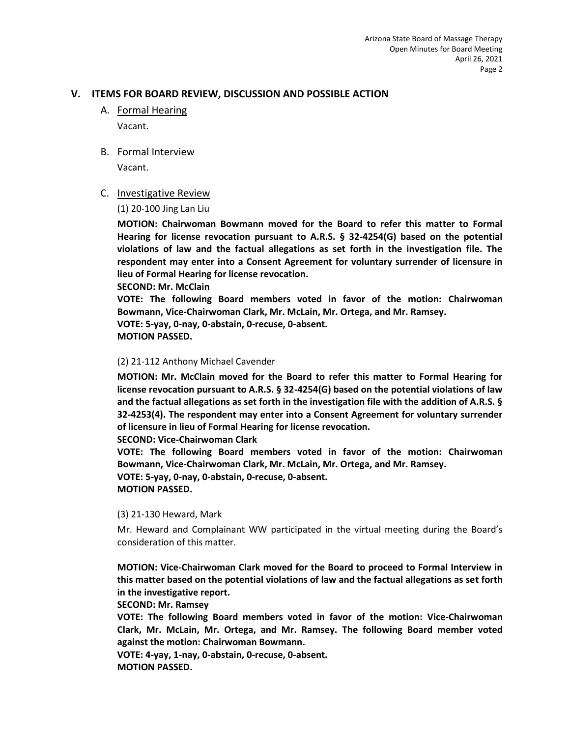## V. ITEMS FOR BOARD REVIEW, DISCUSSION AND POSSIBLE ACTION

### A. Formal Hearing

Vacant.

### B. Formal Interview

Vacant.

### C. Investigative Review

(1) 20-100 Jing Lan Liu

**MOTION: Chairwoman Bowmann moved for the Board to refer this matter to Formal Hearing for license revocation pursuant to A.R.S. § 32-4254(G) based on the potential violations of law and the factual allegations as set forth in the investigation file. The respondent may enter into a Consent Agreement for voluntary surrender of licensure in lieu of Formal Hearing for license revocation.**
**SECOND: Mr. McClain**
**VOTE: The following Board members voted in favor of the motion: Chairwoman Bowmann, Vice-Chairwoman Clark, Mr. McLain, Mr. Ortega, and Mr. Ramsey.**
**VOTE: 5-yay, 0-nay, 0-abstain, 0-recuse, 0-absent.**
**MOTION PASSED.**

(2) 21-112 Anthony Michael Cavender

**MOTION: Mr. McClain moved for the Board to refer this matter to Formal Hearing for license revocation pursuant to A.R.S. § 32-4254(G) based on the potential violations of law and the factual allegations as set forth in the investigation file with the addition of A.R.S. § 32-4253(4). The respondent may enter into a Consent Agreement for voluntary surrender of licensure in lieu of Formal Hearing for license revocation.**
**SECOND: Vice-Chairwoman Clark**
**VOTE: The following Board members voted in favor of the motion: Chairwoman Bowmann, Vice-Chairwoman Clark, Mr. McLain, Mr. Ortega, and Mr. Ramsey.**
**VOTE: 5-yay, 0-nay, 0-abstain, 0-recuse, 0-absent.**
**MOTION PASSED.**

(3) 21-130 Heward, Mark

Mr. Heward and Complainant WW participated in the virtual meeting during the Board's consideration of this matter.

**MOTION: Vice-Chairwoman Clark moved for the Board to proceed to Formal Interview in this matter based on the potential violations of law and the factual allegations as set forth in the investigative report.**
**SECOND: Mr. Ramsey**
**VOTE: The following Board members voted in favor of the motion: Vice-Chairwoman Clark, Mr. McLain, Mr. Ortega, and Mr. Ramsey. The following Board member voted against the motion: Chairwoman Bowmann.**
**VOTE: 4-yay, 1-nay, 0-abstain, 0-recuse, 0-absent.**
**MOTION PASSED.**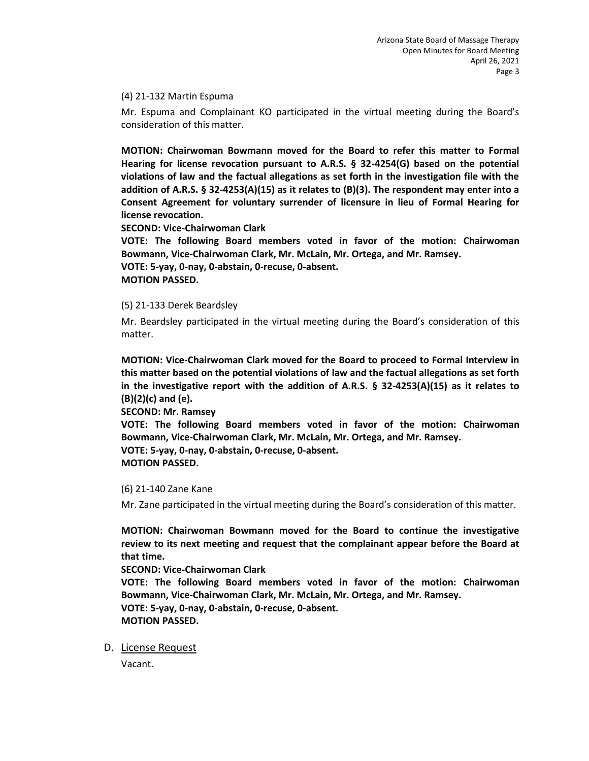(4) 21-132 Martin Espuma

Mr. Espuma and Complainant KO participated in the virtual meeting during the Board's consideration of this matter.

**MOTION: Chairwoman Bowmann moved for the Board to refer this matter to Formal Hearing for license revocation pursuant to A.R.S. § 32-4254(G) based on the potential violations of law and the factual allegations as set forth in the investigation file with the addition of A.R.S. § 32-4253(A)(15) as it relates to (B)(3). The respondent may enter into a Consent Agreement for voluntary surrender of licensure in lieu of Formal Hearing for license revocation.**
**SECOND: Vice-Chairwoman Clark**
**VOTE: The following Board members voted in favor of the motion: Chairwoman Bowmann, Vice-Chairwoman Clark, Mr. McLain, Mr. Ortega, and Mr. Ramsey.**
**VOTE: 5-yay, 0-nay, 0-abstain, 0-recuse, 0-absent.**
**MOTION PASSED.**

(5) 21-133 Derek Beardsley

Mr. Beardsley participated in the virtual meeting during the Board's consideration of this matter.

**MOTION: Vice-Chairwoman Clark moved for the Board to proceed to Formal Interview in this matter based on the potential violations of law and the factual allegations as set forth in the investigative report with the addition of A.R.S. § 32-4253(A)(15) as it relates to (B)(2)(c) and (e).**
**SECOND: Mr. Ramsey**
**VOTE: The following Board members voted in favor of the motion: Chairwoman Bowmann, Vice-Chairwoman Clark, Mr. McLain, Mr. Ortega, and Mr. Ramsey.**
**VOTE: 5-yay, 0-nay, 0-abstain, 0-recuse, 0-absent.**
**MOTION PASSED.**

(6) 21-140 Zane Kane

Mr. Zane participated in the virtual meeting during the Board's consideration of this matter.

**MOTION: Chairwoman Bowmann moved for the Board to continue the investigative review to its next meeting and request that the complainant appear before the Board at that time.**
**SECOND: Vice-Chairwoman Clark**
**VOTE: The following Board members voted in favor of the motion: Chairwoman Bowmann, Vice-Chairwoman Clark, Mr. McLain, Mr. Ortega, and Mr. Ramsey.**
**VOTE: 5-yay, 0-nay, 0-abstain, 0-recuse, 0-absent.**
**MOTION PASSED.**

D. <u>License Request</u>

Vacant.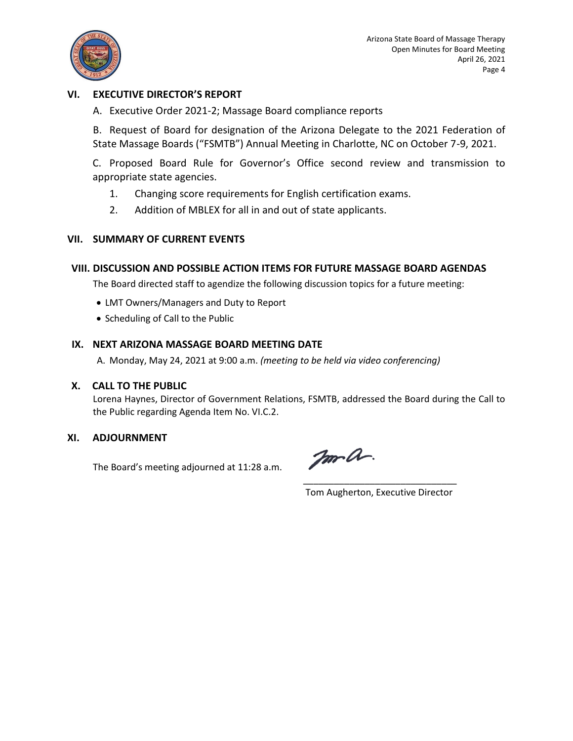## VI. EXECUTIVE DIRECTOR'S REPORT

A. Executive Order 2021-2; Massage Board compliance reports

B. Request of Board for designation of the Arizona Delegate to the 2021 Federation of State Massage Boards ("FSMTB") Annual Meeting in Charlotte, NC on October 7-9, 2021.

C. Proposed Board Rule for Governor's Office second review and transmission to appropriate state agencies.

1. Changing score requirements for English certification exams.
2. Addition of MBLEX for all in and out of state applicants.

## VII. SUMMARY OF CURRENT EVENTS

## VIII. DISCUSSION AND POSSIBLE ACTION ITEMS FOR FUTURE MASSAGE BOARD AGENDAS

The Board directed staff to agendize the following discussion topics for a future meeting:

- LMT Owners/Managers and Duty to Report
- Scheduling of Call to the Public

## IX. NEXT ARIZONA MASSAGE BOARD MEETING DATE

A. Monday, May 24, 2021 at 9:00 a.m. *(meeting to be held via video conferencing)*

## X. CALL TO THE PUBLIC

Lorena Haynes, Director of Government Relations, FSMTB, addressed the Board during the Call to the Public regarding Agenda Item No. VI.C.2.

## XI. ADJOURNMENT

The Board's meeting adjourned at 11:28 a.m.

\_\_\_\_\_\_\_\_\_\_\_\_\_\_\_\_\_\_\_\_\_\_\_\_\_\_\_\_\_\_
Tom Augherton, Executive Director